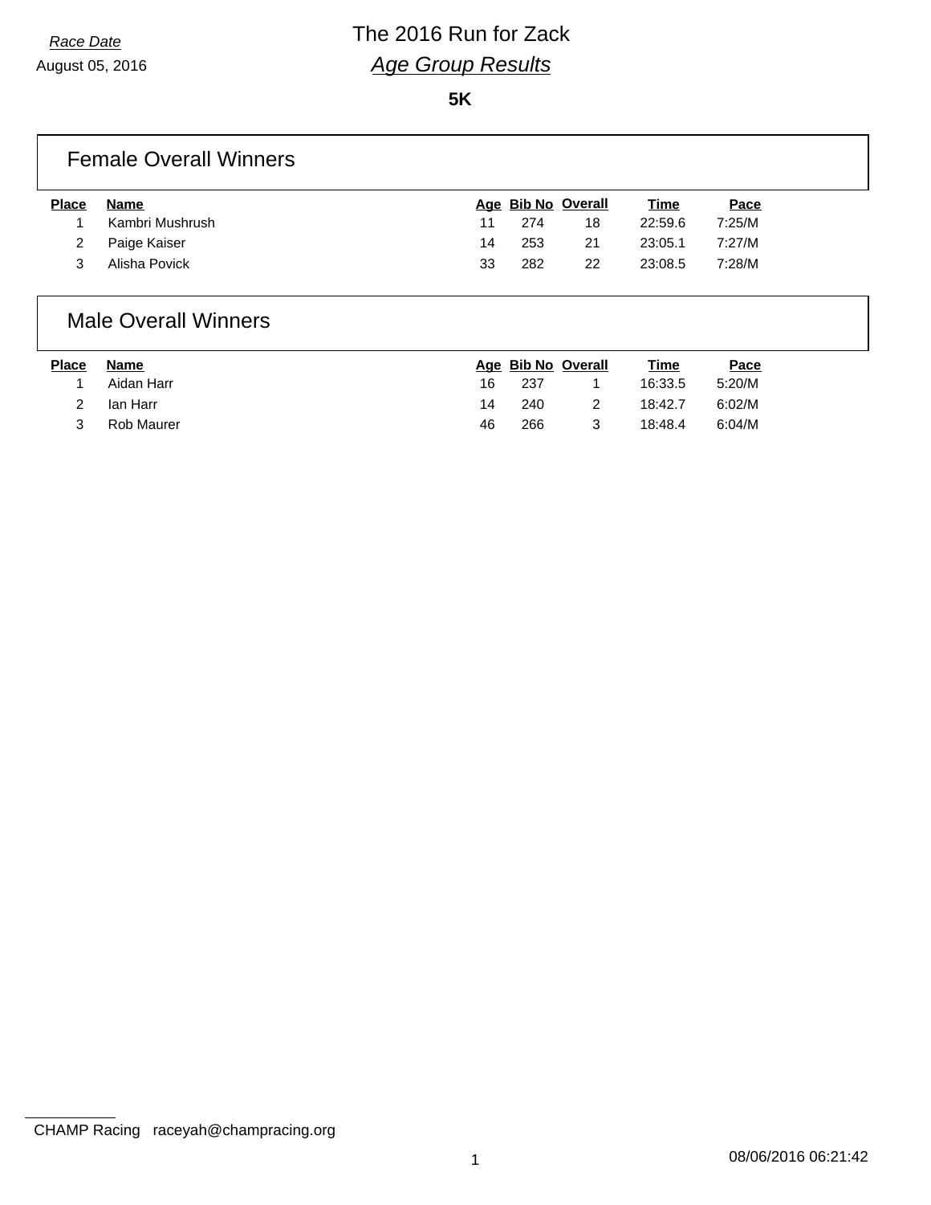*Race Date*

August 05, 2016

# The 2016 Run for Zack

## *Age Group Results*

**5K**

### Female Overall Winners

| Place | Name | Age | Bib No | Overall | Time | Pace |
|---|---|---|---|---|---|---|
| 1 | Kambri Mushrush | 11 | 274 | 18 | 22:59.6 | 7:25/M |
| 2 | Paige Kaiser | 14 | 253 | 21 | 23:05.1 | 7:27/M |
| 3 | Alisha Povick | 33 | 282 | 22 | 23:08.5 | 7:28/M |

### Male Overall Winners

| Place | Name | Age | Bib No | Overall | Time | Pace |
|---|---|---|---|---|---|---|
| 1 | Aidan Harr | 16 | 237 | 1 | 16:33.5 | 5:20/M |
| 2 | Ian Harr | 14 | 240 | 2 | 18:42.7 | 6:02/M |
| 3 | Rob Maurer | 46 | 266 | 3 | 18:48.4 | 6:04/M |

CHAMP Racing raceyah@champracing.org

08/06/2016 06:21:42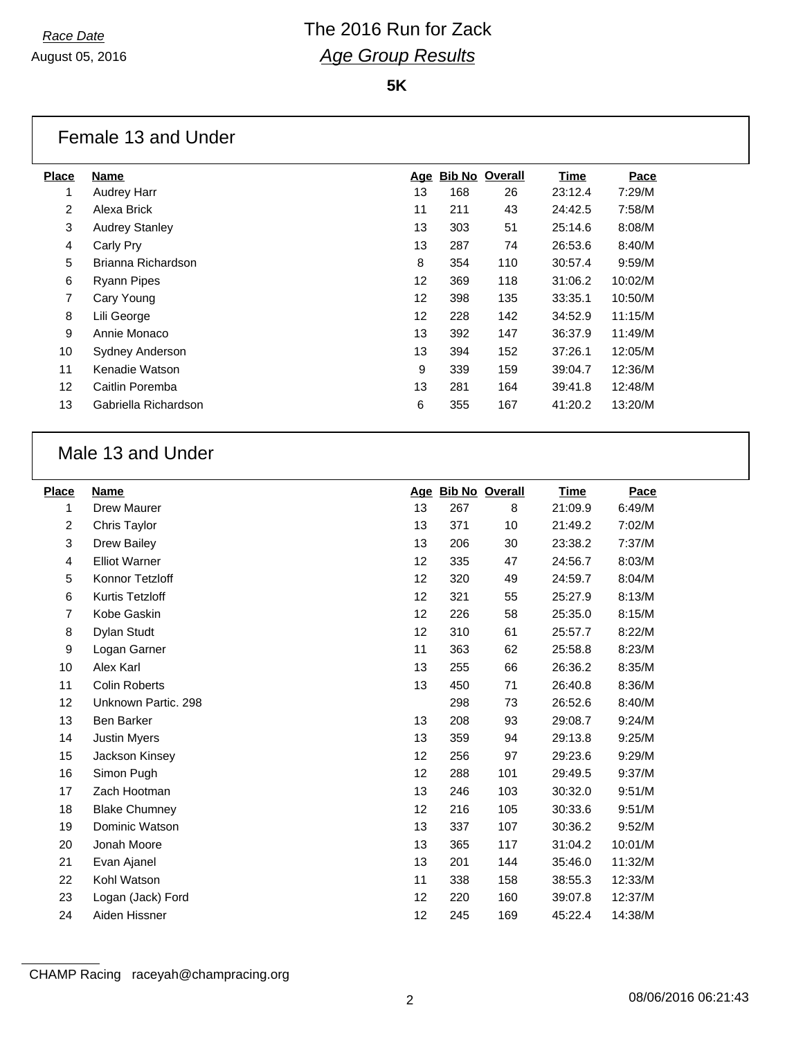*Race Date*

August 05, 2016

# The 2016 Run for Zack

## *Age Group Results*

**5K**

### Female 13 and Under

| Place | Name | Age | Bib No | Overall | Time | Pace |
|---|---|---|---|---|---|---|
| 1 | Audrey Harr | 13 | 168 | 26 | 23:12.4 | 7:29/M |
| 2 | Alexa Brick | 11 | 211 | 43 | 24:42.5 | 7:58/M |
| 3 | Audrey Stanley | 13 | 303 | 51 | 25:14.6 | 8:08/M |
| 4 | Carly Pry | 13 | 287 | 74 | 26:53.6 | 8:40/M |
| 5 | Brianna Richardson | 8 | 354 | 110 | 30:57.4 | 9:59/M |
| 6 | Ryann Pipes | 12 | 369 | 118 | 31:06.2 | 10:02/M |
| 7 | Cary Young | 12 | 398 | 135 | 33:35.1 | 10:50/M |
| 8 | Lili George | 12 | 228 | 142 | 34:52.9 | 11:15/M |
| 9 | Annie Monaco | 13 | 392 | 147 | 36:37.9 | 11:49/M |
| 10 | Sydney Anderson | 13 | 394 | 152 | 37:26.1 | 12:05/M |
| 11 | Kenadie Watson | 9 | 339 | 159 | 39:04.7 | 12:36/M |
| 12 | Caitlin Poremba | 13 | 281 | 164 | 39:41.8 | 12:48/M |
| 13 | Gabriella Richardson | 6 | 355 | 167 | 41:20.2 | 13:20/M |

### Male 13 and Under

| Place | Name | Age | Bib No | Overall | Time | Pace |
|---|---|---|---|---|---|---|
| 1 | Drew Maurer | 13 | 267 | 8 | 21:09.9 | 6:49/M |
| 2 | Chris Taylor | 13 | 371 | 10 | 21:49.2 | 7:02/M |
| 3 | Drew Bailey | 13 | 206 | 30 | 23:38.2 | 7:37/M |
| 4 | Elliot Warner | 12 | 335 | 47 | 24:56.7 | 8:03/M |
| 5 | Konnor Tetzloff | 12 | 320 | 49 | 24:59.7 | 8:04/M |
| 6 | Kurtis Tetzloff | 12 | 321 | 55 | 25:27.9 | 8:13/M |
| 7 | Kobe Gaskin | 12 | 226 | 58 | 25:35.0 | 8:15/M |
| 8 | Dylan Studt | 12 | 310 | 61 | 25:57.7 | 8:22/M |
| 9 | Logan Garner | 11 | 363 | 62 | 25:58.8 | 8:23/M |
| 10 | Alex Karl | 13 | 255 | 66 | 26:36.2 | 8:35/M |
| 11 | Colin Roberts | 13 | 450 | 71 | 26:40.8 | 8:36/M |
| 12 | Unknown Partic. 298 | | 298 | 73 | 26:52.6 | 8:40/M |
| 13 | Ben Barker | 13 | 208 | 93 | 29:08.7 | 9:24/M |
| 14 | Justin Myers | 13 | 359 | 94 | 29:13.8 | 9:25/M |
| 15 | Jackson Kinsey | 12 | 256 | 97 | 29:23.6 | 9:29/M |
| 16 | Simon Pugh | 12 | 288 | 101 | 29:49.5 | 9:37/M |
| 17 | Zach Hootman | 13 | 246 | 103 | 30:32.0 | 9:51/M |
| 18 | Blake Chumney | 12 | 216 | 105 | 30:33.6 | 9:51/M |
| 19 | Dominic Watson | 13 | 337 | 107 | 30:36.2 | 9:52/M |
| 20 | Jonah Moore | 13 | 365 | 117 | 31:04.2 | 10:01/M |
| 21 | Evan Ajanel | 13 | 201 | 144 | 35:46.0 | 11:32/M |
| 22 | Kohl Watson | 11 | 338 | 158 | 38:55.3 | 12:33/M |
| 23 | Logan (Jack) Ford | 12 | 220 | 160 | 39:07.8 | 12:37/M |
| 24 | Aiden Hissner | 12 | 245 | 169 | 45:22.4 | 14:38/M |

CHAMP Racing raceyah@champracing.org

08/06/2016 06:21:43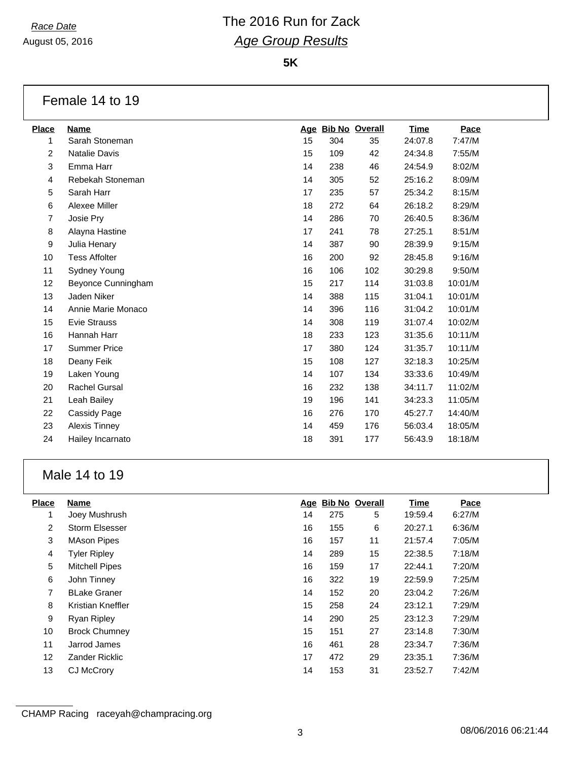*Race Date*

August 05, 2016

# The 2016 Run for Zack

## *Age Group Results*

**5K**

### Female 14 to 19

| Place | Name | Age | Bib No | Overall | Time | Pace |
|---|---|---|---|---|---|---|
| 1 | Sarah Stoneman | 15 | 304 | 35 | 24:07.8 | 7:47/M |
| 2 | Natalie Davis | 15 | 109 | 42 | 24:34.8 | 7:55/M |
| 3 | Emma Harr | 14 | 238 | 46 | 24:54.9 | 8:02/M |
| 4 | Rebekah Stoneman | 14 | 305 | 52 | 25:16.2 | 8:09/M |
| 5 | Sarah Harr | 17 | 235 | 57 | 25:34.2 | 8:15/M |
| 6 | Alexee Miller | 18 | 272 | 64 | 26:18.2 | 8:29/M |
| 7 | Josie Pry | 14 | 286 | 70 | 26:40.5 | 8:36/M |
| 8 | Alayna Hastine | 17 | 241 | 78 | 27:25.1 | 8:51/M |
| 9 | Julia Henary | 14 | 387 | 90 | 28:39.9 | 9:15/M |
| 10 | Tess Affolter | 16 | 200 | 92 | 28:45.8 | 9:16/M |
| 11 | Sydney Young | 16 | 106 | 102 | 30:29.8 | 9:50/M |
| 12 | Beyonce Cunningham | 15 | 217 | 114 | 31:03.8 | 10:01/M |
| 13 | Jaden Niker | 14 | 388 | 115 | 31:04.1 | 10:01/M |
| 14 | Annie Marie Monaco | 14 | 396 | 116 | 31:04.2 | 10:01/M |
| 15 | Evie Strauss | 14 | 308 | 119 | 31:07.4 | 10:02/M |
| 16 | Hannah Harr | 18 | 233 | 123 | 31:35.6 | 10:11/M |
| 17 | Summer Price | 17 | 380 | 124 | 31:35.7 | 10:11/M |
| 18 | Deany Feik | 15 | 108 | 127 | 32:18.3 | 10:25/M |
| 19 | Laken Young | 14 | 107 | 134 | 33:33.6 | 10:49/M |
| 20 | Rachel Gursal | 16 | 232 | 138 | 34:11.7 | 11:02/M |
| 21 | Leah Bailey | 19 | 196 | 141 | 34:23.3 | 11:05/M |
| 22 | Cassidy Page | 16 | 276 | 170 | 45:27.7 | 14:40/M |
| 23 | Alexis Tinney | 14 | 459 | 176 | 56:03.4 | 18:05/M |
| 24 | Hailey Incarnato | 18 | 391 | 177 | 56:43.9 | 18:18/M |

### Male 14 to 19

| Place | Name | Age | Bib No | Overall | Time | Pace |
|---|---|---|---|---|---|---|
| 1 | Joey Mushrush | 14 | 275 | 5 | 19:59.4 | 6:27/M |
| 2 | Storm Elsesser | 16 | 155 | 6 | 20:27.1 | 6:36/M |
| 3 | MAson Pipes | 16 | 157 | 11 | 21:57.4 | 7:05/M |
| 4 | Tyler Ripley | 14 | 289 | 15 | 22:38.5 | 7:18/M |
| 5 | Mitchell Pipes | 16 | 159 | 17 | 22:44.1 | 7:20/M |
| 6 | John Tinney | 16 | 322 | 19 | 22:59.9 | 7:25/M |
| 7 | BLake Graner | 14 | 152 | 20 | 23:04.2 | 7:26/M |
| 8 | Kristian Kneffler | 15 | 258 | 24 | 23:12.1 | 7:29/M |
| 9 | Ryan Ripley | 14 | 290 | 25 | 23:12.3 | 7:29/M |
| 10 | Brock Chumney | 15 | 151 | 27 | 23:14.8 | 7:30/M |
| 11 | Jarrod James | 16 | 461 | 28 | 23:34.7 | 7:36/M |
| 12 | Zander Ricklic | 17 | 472 | 29 | 23:35.1 | 7:36/M |
| 13 | CJ McCrory | 14 | 153 | 31 | 23:52.7 | 7:42/M |

CHAMP Racing raceyah@champracing.org

08/06/2016 06:21:44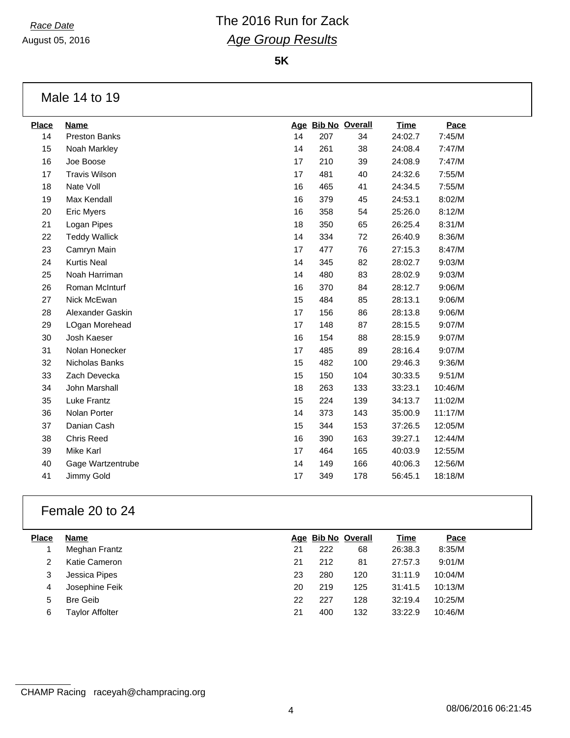Race Date

August 05, 2016

# The 2016 Run for Zack

## *Age Group Results*

**5K**

### Male 14 to 19

| Place | Name | Age | Bib No | Overall | Time | Pace |
|---|---|---|---|---|---|---|
| 14 | Preston Banks | 14 | 207 | 34 | 24:02.7 | 7:45/M |
| 15 | Noah Markley | 14 | 261 | 38 | 24:08.4 | 7:47/M |
| 16 | Joe Boose | 17 | 210 | 39 | 24:08.9 | 7:47/M |
| 17 | Travis Wilson | 17 | 481 | 40 | 24:32.6 | 7:55/M |
| 18 | Nate Voll | 16 | 465 | 41 | 24:34.5 | 7:55/M |
| 19 | Max Kendall | 16 | 379 | 45 | 24:53.1 | 8:02/M |
| 20 | Eric Myers | 16 | 358 | 54 | 25:26.0 | 8:12/M |
| 21 | Logan Pipes | 18 | 350 | 65 | 26:25.4 | 8:31/M |
| 22 | Teddy Wallick | 14 | 334 | 72 | 26:40.9 | 8:36/M |
| 23 | Camryn Main | 17 | 477 | 76 | 27:15.3 | 8:47/M |
| 24 | Kurtis Neal | 14 | 345 | 82 | 28:02.7 | 9:03/M |
| 25 | Noah Harriman | 14 | 480 | 83 | 28:02.9 | 9:03/M |
| 26 | Roman McInturf | 16 | 370 | 84 | 28:12.7 | 9:06/M |
| 27 | Nick McEwan | 15 | 484 | 85 | 28:13.1 | 9:06/M |
| 28 | Alexander Gaskin | 17 | 156 | 86 | 28:13.8 | 9:06/M |
| 29 | LOgan Morehead | 17 | 148 | 87 | 28:15.5 | 9:07/M |
| 30 | Josh Kaeser | 16 | 154 | 88 | 28:15.9 | 9:07/M |
| 31 | Nolan Honecker | 17 | 485 | 89 | 28:16.4 | 9:07/M |
| 32 | Nicholas Banks | 15 | 482 | 100 | 29:46.3 | 9:36/M |
| 33 | Zach Devecka | 15 | 150 | 104 | 30:33.5 | 9:51/M |
| 34 | John Marshall | 18 | 263 | 133 | 33:23.1 | 10:46/M |
| 35 | Luke Frantz | 15 | 224 | 139 | 34:13.7 | 11:02/M |
| 36 | Nolan Porter | 14 | 373 | 143 | 35:00.9 | 11:17/M |
| 37 | Danian Cash | 15 | 344 | 153 | 37:26.5 | 12:05/M |
| 38 | Chris Reed | 16 | 390 | 163 | 39:27.1 | 12:44/M |
| 39 | Mike Karl | 17 | 464 | 165 | 40:03.9 | 12:55/M |
| 40 | Gage Wartzentrube | 14 | 149 | 166 | 40:06.3 | 12:56/M |
| 41 | Jimmy Gold | 17 | 349 | 178 | 56:45.1 | 18:18/M |

### Female 20 to 24

| Place | Name | Age | Bib No | Overall | Time | Pace |
|---|---|---|---|---|---|---|
| 1 | Meghan Frantz | 21 | 222 | 68 | 26:38.3 | 8:35/M |
| 2 | Katie Cameron | 21 | 212 | 81 | 27:57.3 | 9:01/M |
| 3 | Jessica Pipes | 23 | 280 | 120 | 31:11.9 | 10:04/M |
| 4 | Josephine Feik | 20 | 219 | 125 | 31:41.5 | 10:13/M |
| 5 | Bre Geib | 22 | 227 | 128 | 32:19.4 | 10:25/M |
| 6 | Taylor Affolter | 21 | 400 | 132 | 33:22.9 | 10:46/M |

CHAMP Racing raceyah@champracing.org

08/06/2016 06:21:45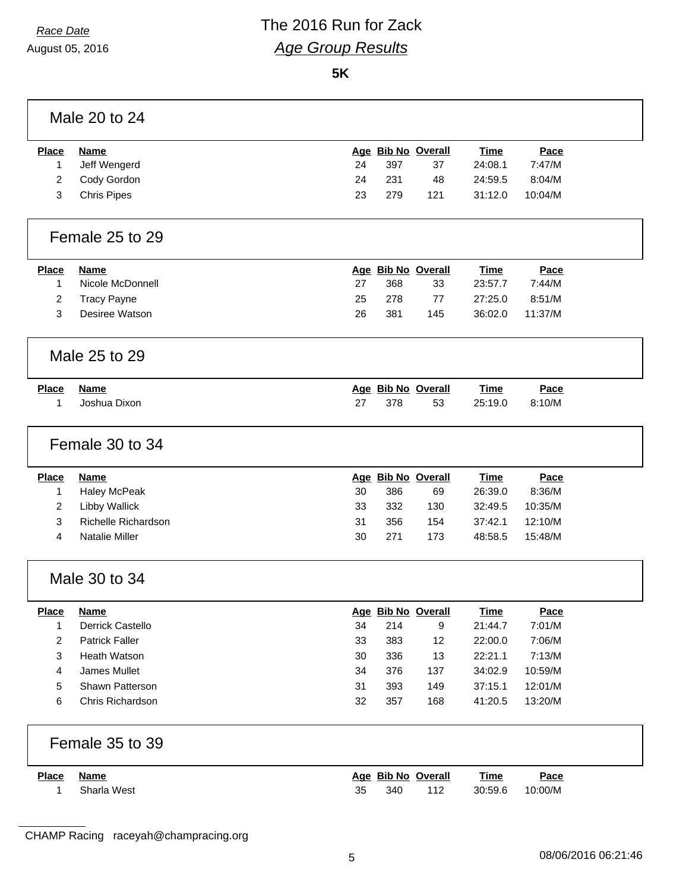*Race Date*
August 05, 2016

# The 2016 Run for Zack
## *Age Group Results*

**5K**

### Male 20 to 24

| Place | Name | Age | Bib No | Overall | Time | Pace |
|---|---|---|---|---|---|---|
| 1 | Jeff Wengerd | 24 | 397 | 37 | 24:08.1 | 7:47/M |
| 2 | Cody Gordon | 24 | 231 | 48 | 24:59.5 | 8:04/M |
| 3 | Chris Pipes | 23 | 279 | 121 | 31:12.0 | 10:04/M |

### Female 25 to 29

| Place | Name | Age | Bib No | Overall | Time | Pace |
|---|---|---|---|---|---|---|
| 1 | Nicole McDonnell | 27 | 368 | 33 | 23:57.7 | 7:44/M |
| 2 | Tracy Payne | 25 | 278 | 77 | 27:25.0 | 8:51/M |
| 3 | Desiree Watson | 26 | 381 | 145 | 36:02.0 | 11:37/M |

### Male 25 to 29

| Place | Name | Age | Bib No | Overall | Time | Pace |
|---|---|---|---|---|---|---|
| 1 | Joshua Dixon | 27 | 378 | 53 | 25:19.0 | 8:10/M |

### Female 30 to 34

| Place | Name | Age | Bib No | Overall | Time | Pace |
|---|---|---|---|---|---|---|
| 1 | Haley McPeak | 30 | 386 | 69 | 26:39.0 | 8:36/M |
| 2 | Libby Wallick | 33 | 332 | 130 | 32:49.5 | 10:35/M |
| 3 | Richelle Richardson | 31 | 356 | 154 | 37:42.1 | 12:10/M |
| 4 | Natalie Miller | 30 | 271 | 173 | 48:58.5 | 15:48/M |

### Male 30 to 34

| Place | Name | Age | Bib No | Overall | Time | Pace |
|---|---|---|---|---|---|---|
| 1 | Derrick Castello | 34 | 214 | 9 | 21:44.7 | 7:01/M |
| 2 | Patrick Faller | 33 | 383 | 12 | 22:00.0 | 7:06/M |
| 3 | Heath Watson | 30 | 336 | 13 | 22:21.1 | 7:13/M |
| 4 | James Mullet | 34 | 376 | 137 | 34:02.9 | 10:59/M |
| 5 | Shawn Patterson | 31 | 393 | 149 | 37:15.1 | 12:01/M |
| 6 | Chris Richardson | 32 | 357 | 168 | 41:20.5 | 13:20/M |

### Female 35 to 39

| Place | Name | Age | Bib No | Overall | Time | Pace |
|---|---|---|---|---|---|---|
| 1 | Sharla West | 35 | 340 | 112 | 30:59.6 | 10:00/M |

CHAMP Racing raceyah@champracing.org

08/06/2016 06:21:46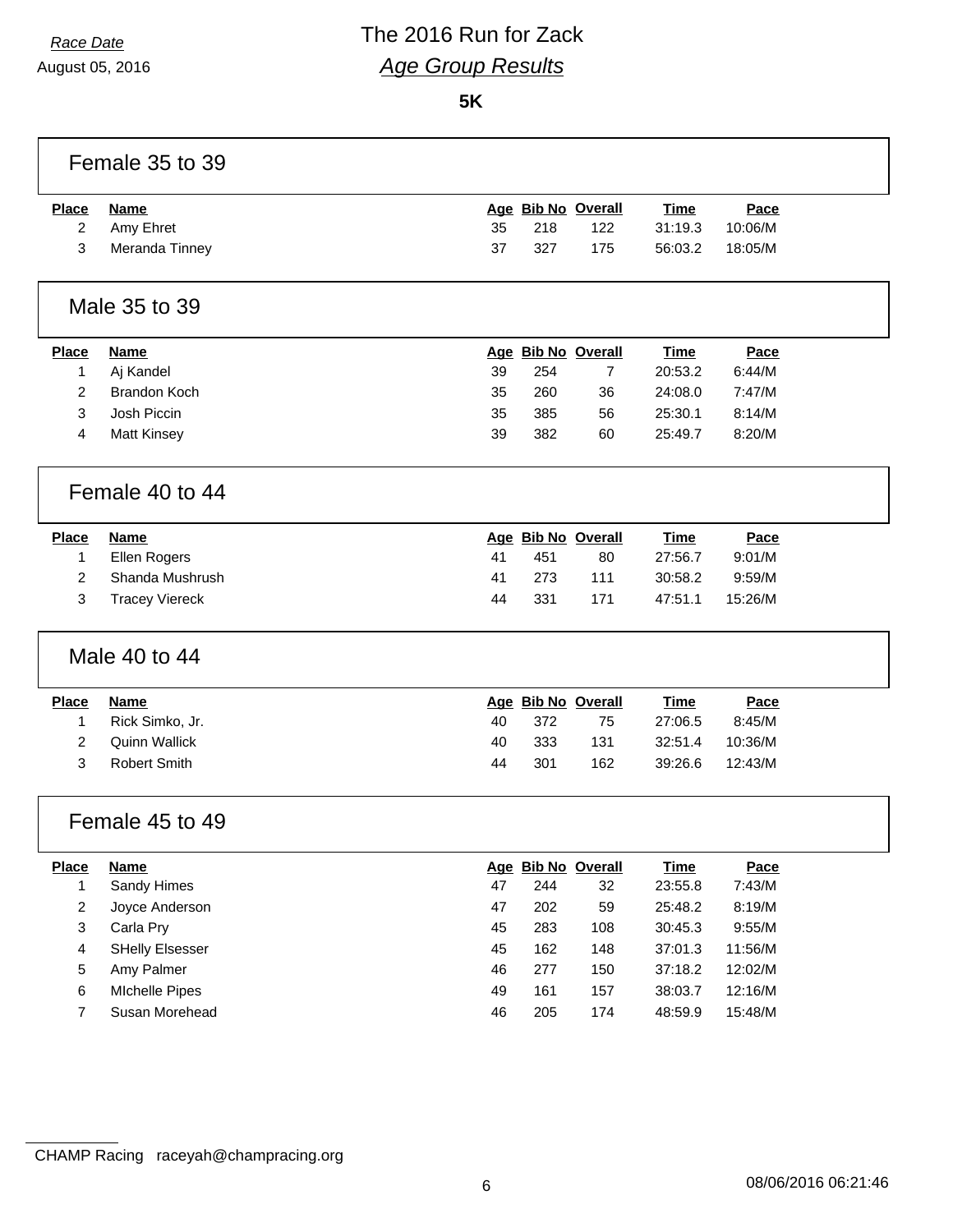*Race Date*
August 05, 2016

# The 2016 Run for Zack
## *Age Group Results*

**5K**

### Female 35 to 39

| Place | Name | Age | Bib No | Overall | Time | Pace |
|---|---|---|---|---|---|---|
| 2 | Amy Ehret | 35 | 218 | 122 | 31:19.3 | 10:06/M |
| 3 | Meranda Tinney | 37 | 327 | 175 | 56:03.2 | 18:05/M |

### Male 35 to 39

| Place | Name | Age | Bib No | Overall | Time | Pace |
|---|---|---|---|---|---|---|
| 1 | Aj Kandel | 39 | 254 | 7 | 20:53.2 | 6:44/M |
| 2 | Brandon Koch | 35 | 260 | 36 | 24:08.0 | 7:47/M |
| 3 | Josh Piccin | 35 | 385 | 56 | 25:30.1 | 8:14/M |
| 4 | Matt Kinsey | 39 | 382 | 60 | 25:49.7 | 8:20/M |

### Female 40 to 44

| Place | Name | Age | Bib No | Overall | Time | Pace |
|---|---|---|---|---|---|---|
| 1 | Ellen Rogers | 41 | 451 | 80 | 27:56.7 | 9:01/M |
| 2 | Shanda Mushrush | 41 | 273 | 111 | 30:58.2 | 9:59/M |
| 3 | Tracey Viereck | 44 | 331 | 171 | 47:51.1 | 15:26/M |

### Male 40 to 44

| Place | Name | Age | Bib No | Overall | Time | Pace |
|---|---|---|---|---|---|---|
| 1 | Rick Simko, Jr. | 40 | 372 | 75 | 27:06.5 | 8:45/M |
| 2 | Quinn Wallick | 40 | 333 | 131 | 32:51.4 | 10:36/M |
| 3 | Robert Smith | 44 | 301 | 162 | 39:26.6 | 12:43/M |

### Female 45 to 49

| Place | Name | Age | Bib No | Overall | Time | Pace |
|---|---|---|---|---|---|---|
| 1 | Sandy Himes | 47 | 244 | 32 | 23:55.8 | 7:43/M |
| 2 | Joyce Anderson | 47 | 202 | 59 | 25:48.2 | 8:19/M |
| 3 | Carla Pry | 45 | 283 | 108 | 30:45.3 | 9:55/M |
| 4 | SHelly Elsesser | 45 | 162 | 148 | 37:01.3 | 11:56/M |
| 5 | Amy Palmer | 46 | 277 | 150 | 37:18.2 | 12:02/M |
| 6 | MIchelle Pipes | 49 | 161 | 157 | 38:03.7 | 12:16/M |
| 7 | Susan Morehead | 46 | 205 | 174 | 48:59.9 | 15:48/M |

CHAMP Racing raceyah@champracing.org

08/06/2016 06:21:46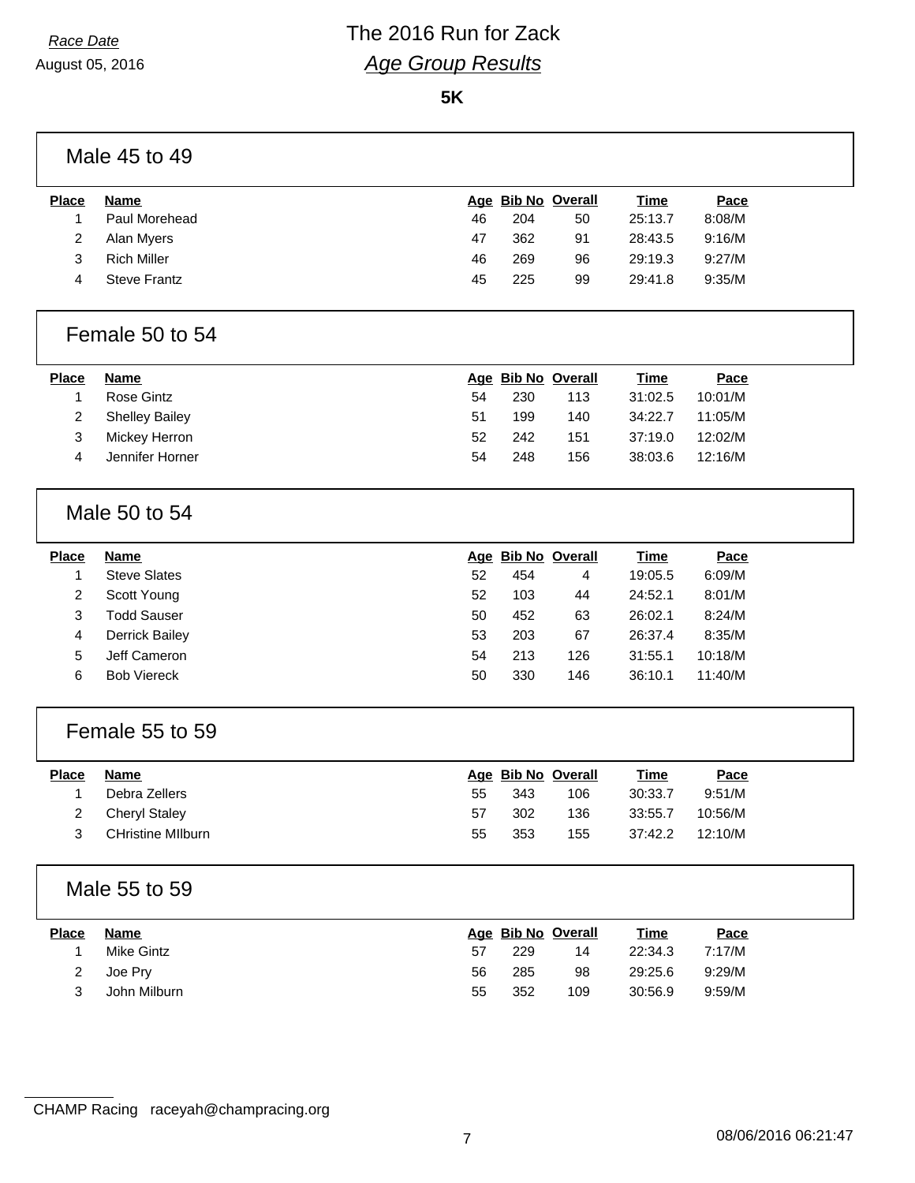Race Date
August 05, 2016

# The 2016 Run for Zack

## *Age Group Results*

**5K**

### Male 45 to 49

| Place | Name | Age | Bib No | Overall | Time | Pace |
|---|---|---|---|---|---|---|
| 1 | Paul Morehead | 46 | 204 | 50 | 25:13.7 | 8:08/M |
| 2 | Alan Myers | 47 | 362 | 91 | 28:43.5 | 9:16/M |
| 3 | Rich Miller | 46 | 269 | 96 | 29:19.3 | 9:27/M |
| 4 | Steve Frantz | 45 | 225 | 99 | 29:41.8 | 9:35/M |

### Female 50 to 54

| Place | Name | Age | Bib No | Overall | Time | Pace |
|---|---|---|---|---|---|---|
| 1 | Rose Gintz | 54 | 230 | 113 | 31:02.5 | 10:01/M |
| 2 | Shelley Bailey | 51 | 199 | 140 | 34:22.7 | 11:05/M |
| 3 | Mickey Herron | 52 | 242 | 151 | 37:19.0 | 12:02/M |
| 4 | Jennifer Horner | 54 | 248 | 156 | 38:03.6 | 12:16/M |

### Male 50 to 54

| Place | Name | Age | Bib No | Overall | Time | Pace |
|---|---|---|---|---|---|---|
| 1 | Steve Slates | 52 | 454 | 4 | 19:05.5 | 6:09/M |
| 2 | Scott Young | 52 | 103 | 44 | 24:52.1 | 8:01/M |
| 3 | Todd Sauser | 50 | 452 | 63 | 26:02.1 | 8:24/M |
| 4 | Derrick Bailey | 53 | 203 | 67 | 26:37.4 | 8:35/M |
| 5 | Jeff Cameron | 54 | 213 | 126 | 31:55.1 | 10:18/M |
| 6 | Bob Viereck | 50 | 330 | 146 | 36:10.1 | 11:40/M |

### Female 55 to 59

| Place | Name | Age | Bib No | Overall | Time | Pace |
|---|---|---|---|---|---|---|
| 1 | Debra Zellers | 55 | 343 | 106 | 30:33.7 | 9:51/M |
| 2 | Cheryl Staley | 57 | 302 | 136 | 33:55.7 | 10:56/M |
| 3 | CHristine MIlburn | 55 | 353 | 155 | 37:42.2 | 12:10/M |

### Male 55 to 59

| Place | Name | Age | Bib No | Overall | Time | Pace |
|---|---|---|---|---|---|---|
| 1 | Mike Gintz | 57 | 229 | 14 | 22:34.3 | 7:17/M |
| 2 | Joe Pry | 56 | 285 | 98 | 29:25.6 | 9:29/M |
| 3 | John Milburn | 55 | 352 | 109 | 30:56.9 | 9:59/M |

CHAMP Racing raceyah@champracing.org

08/06/2016 06:21:47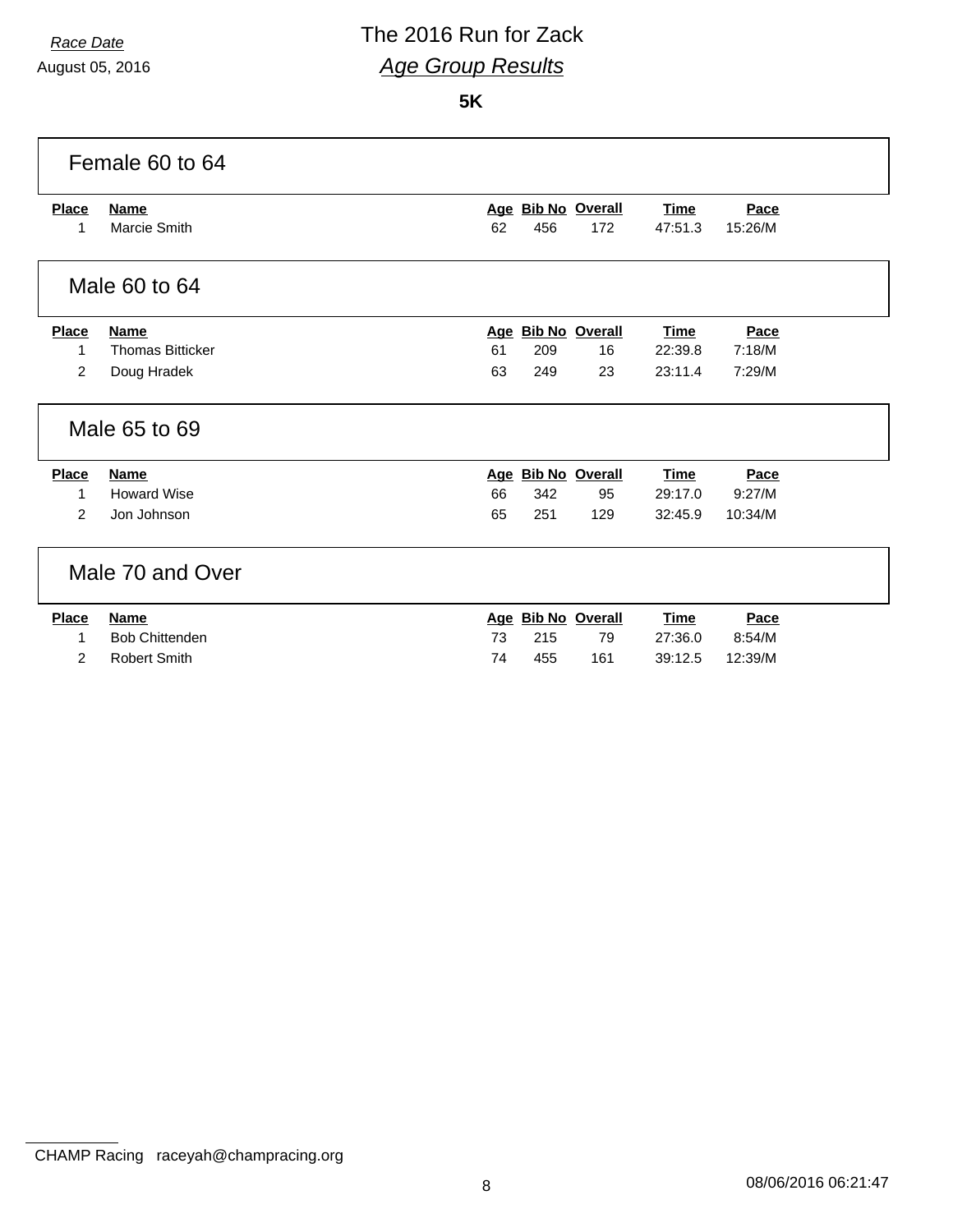*Race Date*

August 05, 2016

# The 2016 Run for Zack

## *Age Group Results*

**5K**

### Female 60 to 64

| Place | Name | Age | Bib No | Overall | Time | Pace |
|---|---|---|---|---|---|---|
| 1 | Marcie Smith | 62 | 456 | 172 | 47:51.3 | 15:26/M |

### Male 60 to 64

| Place | Name | Age | Bib No | Overall | Time | Pace |
|---|---|---|---|---|---|---|
| 1 | Thomas Bitticker | 61 | 209 | 16 | 22:39.8 | 7:18/M |
| 2 | Doug Hradek | 63 | 249 | 23 | 23:11.4 | 7:29/M |

### Male 65 to 69

| Place | Name | Age | Bib No | Overall | Time | Pace |
|---|---|---|---|---|---|---|
| 1 | Howard Wise | 66 | 342 | 95 | 29:17.0 | 9:27/M |
| 2 | Jon Johnson | 65 | 251 | 129 | 32:45.9 | 10:34/M |

### Male 70 and Over

| Place | Name | Age | Bib No | Overall | Time | Pace |
|---|---|---|---|---|---|---|
| 1 | Bob Chittenden | 73 | 215 | 79 | 27:36.0 | 8:54/M |
| 2 | Robert Smith | 74 | 455 | 161 | 39:12.5 | 12:39/M |

CHAMP Racing raceyah@champracing.org

08/06/2016 06:21:47